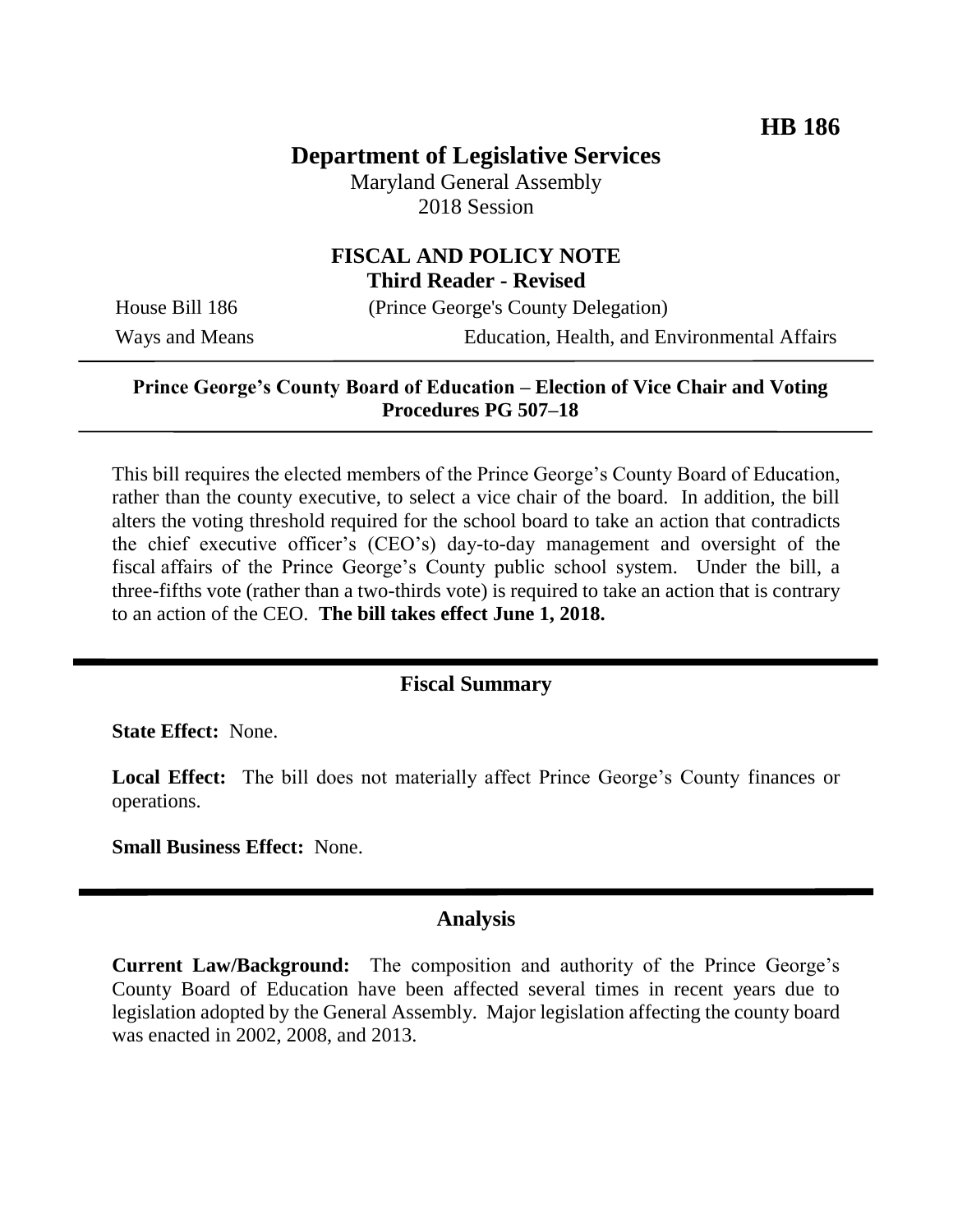**HB 186**

# Department of Legislative Services

Maryland General Assembly
2018 Session

## FISCAL AND POLICY NOTE
**Third Reader - Revised**

House Bill 186 (Prince George's County Delegation)
Ways and Means Education, Health, and Environmental Affairs

---

**Prince George's County Board of Education – Election of Vice Chair and Voting Procedures PG 507–18**

---

This bill requires the elected members of the Prince George's County Board of Education, rather than the county executive, to select a vice chair of the board. In addition, the bill alters the voting threshold required for the school board to take an action that contradicts the chief executive officer's (CEO's) day-to-day management and oversight of the fiscal affairs of the Prince George's County public school system. Under the bill, a three-fifths vote (rather than a two-thirds vote) is required to take an action that is contrary to an action of the CEO. **The bill takes effect June 1, 2018.**

## Fiscal Summary

**State Effect:** None.

**Local Effect:** The bill does not materially affect Prince George's County finances or operations.

**Small Business Effect:** None.

## Analysis

**Current Law/Background:** The composition and authority of the Prince George's County Board of Education have been affected several times in recent years due to legislation adopted by the General Assembly. Major legislation affecting the county board was enacted in 2002, 2008, and 2013.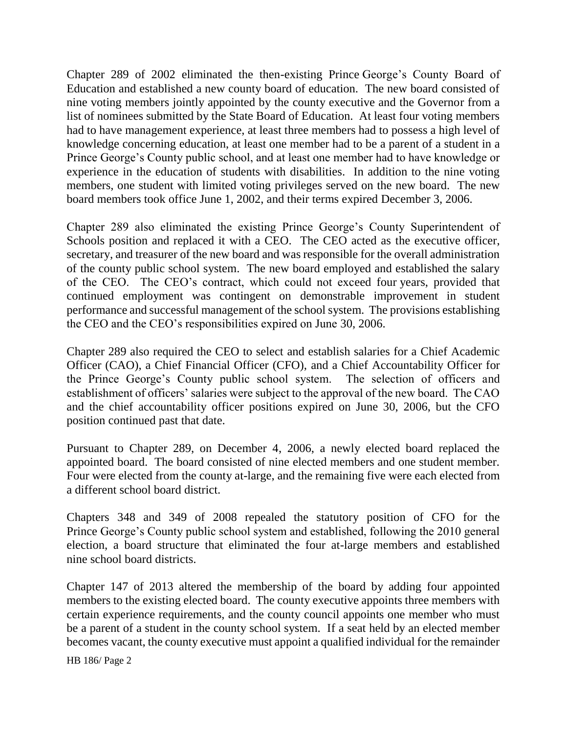Chapter 289 of 2002 eliminated the then-existing Prince George's County Board of Education and established a new county board of education. The new board consisted of nine voting members jointly appointed by the county executive and the Governor from a list of nominees submitted by the State Board of Education. At least four voting members had to have management experience, at least three members had to possess a high level of knowledge concerning education, at least one member had to be a parent of a student in a Prince George's County public school, and at least one member had to have knowledge or experience in the education of students with disabilities. In addition to the nine voting members, one student with limited voting privileges served on the new board. The new board members took office June 1, 2002, and their terms expired December 3, 2006.

Chapter 289 also eliminated the existing Prince George's County Superintendent of Schools position and replaced it with a CEO. The CEO acted as the executive officer, secretary, and treasurer of the new board and was responsible for the overall administration of the county public school system. The new board employed and established the salary of the CEO. The CEO's contract, which could not exceed four years, provided that continued employment was contingent on demonstrable improvement in student performance and successful management of the school system. The provisions establishing the CEO and the CEO's responsibilities expired on June 30, 2006.

Chapter 289 also required the CEO to select and establish salaries for a Chief Academic Officer (CAO), a Chief Financial Officer (CFO), and a Chief Accountability Officer for the Prince George's County public school system. The selection of officers and establishment of officers' salaries were subject to the approval of the new board. The CAO and the chief accountability officer positions expired on June 30, 2006, but the CFO position continued past that date.

Pursuant to Chapter 289, on December 4, 2006, a newly elected board replaced the appointed board. The board consisted of nine elected members and one student member. Four were elected from the county at-large, and the remaining five were each elected from a different school board district.

Chapters 348 and 349 of 2008 repealed the statutory position of CFO for the Prince George's County public school system and established, following the 2010 general election, a board structure that eliminated the four at-large members and established nine school board districts.

Chapter 147 of 2013 altered the membership of the board by adding four appointed members to the existing elected board. The county executive appoints three members with certain experience requirements, and the county council appoints one member who must be a parent of a student in the county school system. If a seat held by an elected member becomes vacant, the county executive must appoint a qualified individual for the remainder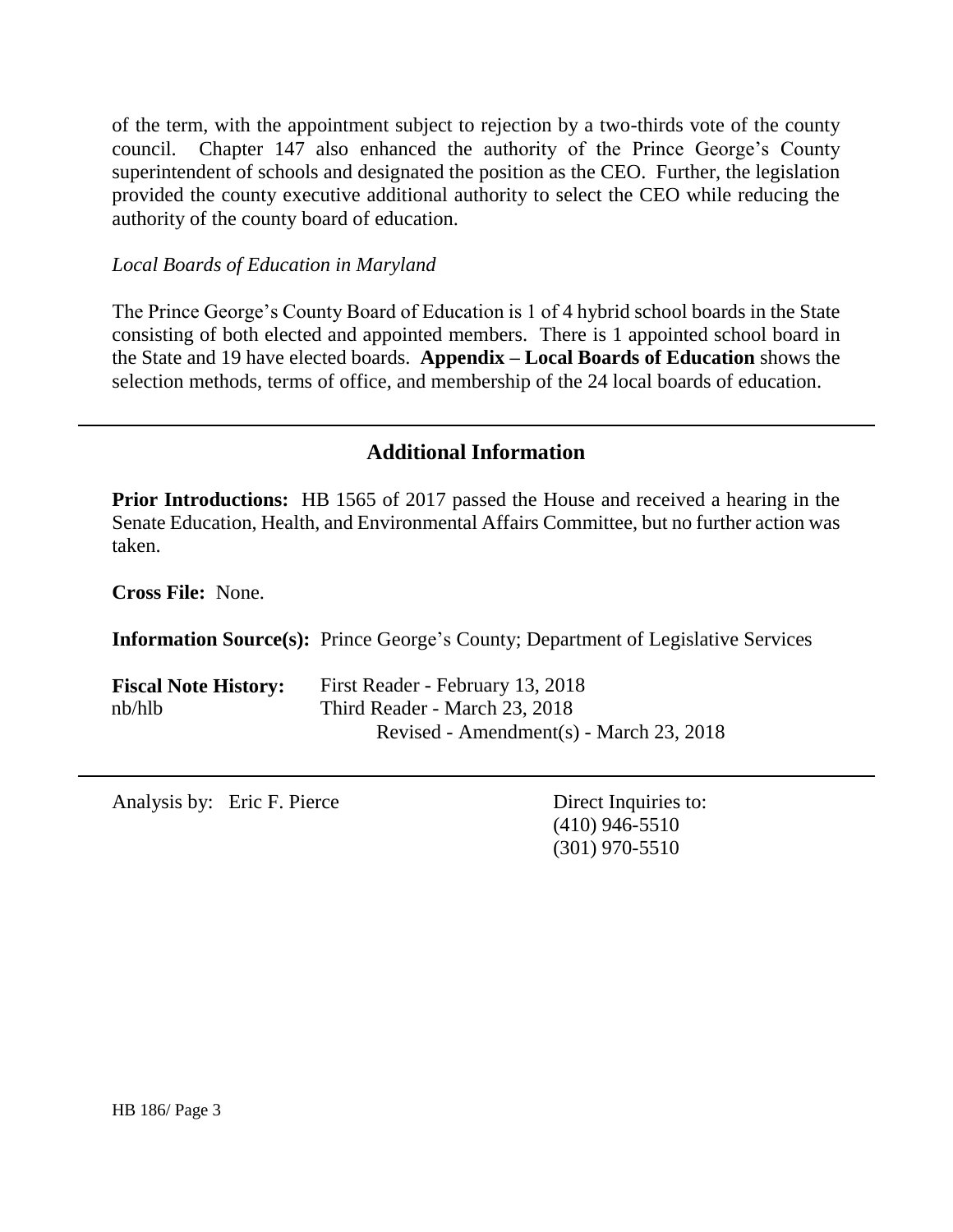of the term, with the appointment subject to rejection by a two-thirds vote of the county council. Chapter 147 also enhanced the authority of the Prince George's County superintendent of schools and designated the position as the CEO. Further, the legislation provided the county executive additional authority to select the CEO while reducing the authority of the county board of education.

*Local Boards of Education in Maryland*

The Prince George's County Board of Education is 1 of 4 hybrid school boards in the State consisting of both elected and appointed members. There is 1 appointed school board in the State and 19 have elected boards. **Appendix – Local Boards of Education** shows the selection methods, terms of office, and membership of the 24 local boards of education.

## Additional Information

**Prior Introductions:** HB 1565 of 2017 passed the House and received a hearing in the Senate Education, Health, and Environmental Affairs Committee, but no further action was taken.

**Cross File:** None.

**Information Source(s):** Prince George's County; Department of Legislative Services

**Fiscal Note History:** First Reader - February 13, 2018
nb/hlb Third Reader - March 23, 2018
Revised - Amendment(s) - March 23, 2018

Analysis by: Eric F. Pierce

Direct Inquiries to:
(410) 946-5510
(301) 970-5510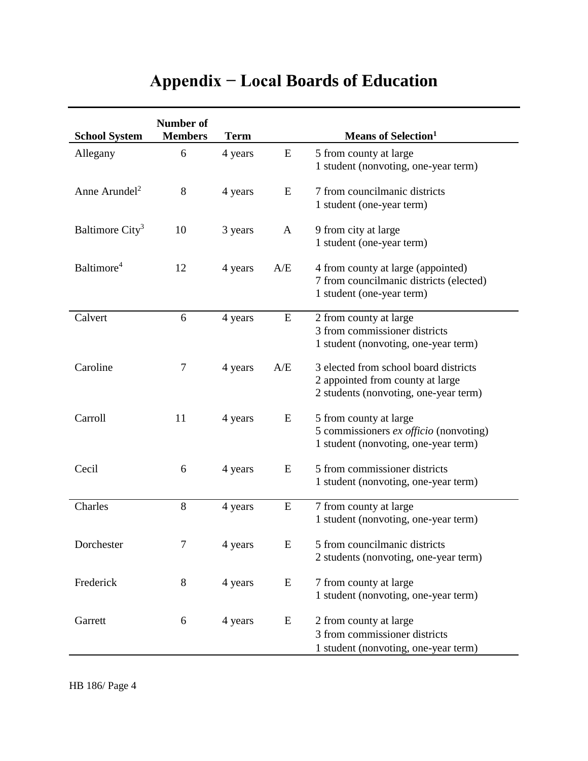# Appendix − Local Boards of Education

| School System | Number of Members | Term | | Means of Selection[1] |
|---|---|---|---|---|
| Allegany | 6 | 4 years | E | 5 from county at large<br>1 student (nonvoting, one-year term) |
| Anne Arundel[2] | 8 | 4 years | E | 7 from councilmanic districts<br>1 student (one-year term) |
| Baltimore City[3] | 10 | 3 years | A | 9 from city at large<br>1 student (one-year term) |
| Baltimore[4] | 12 | 4 years | A/E | 4 from county at large (appointed)<br>7 from councilmanic districts (elected)<br>1 student (one-year term) |
| Calvert | 6 | 4 years | E | 2 from county at large<br>3 from commissioner districts<br>1 student (nonvoting, one-year term) |
| Caroline | 7 | 4 years | A/E | 3 elected from school board districts<br>2 appointed from county at large<br>2 students (nonvoting, one-year term) |
| Carroll | 11 | 4 years | E | 5 from county at large<br>5 commissioners *ex officio* (nonvoting)<br>1 student (nonvoting, one-year term) |
| Cecil | 6 | 4 years | E | 5 from commissioner districts<br>1 student (nonvoting, one-year term) |
| Charles | 8 | 4 years | E | 7 from county at large<br>1 student (nonvoting, one-year term) |
| Dorchester | 7 | 4 years | E | 5 from councilmanic districts<br>2 students (nonvoting, one-year term) |
| Frederick | 8 | 4 years | E | 7 from county at large<br>1 student (nonvoting, one-year term) |
| Garrett | 6 | 4 years | E | 2 from county at large<br>3 from commissioner districts<br>1 student (nonvoting, one-year term) |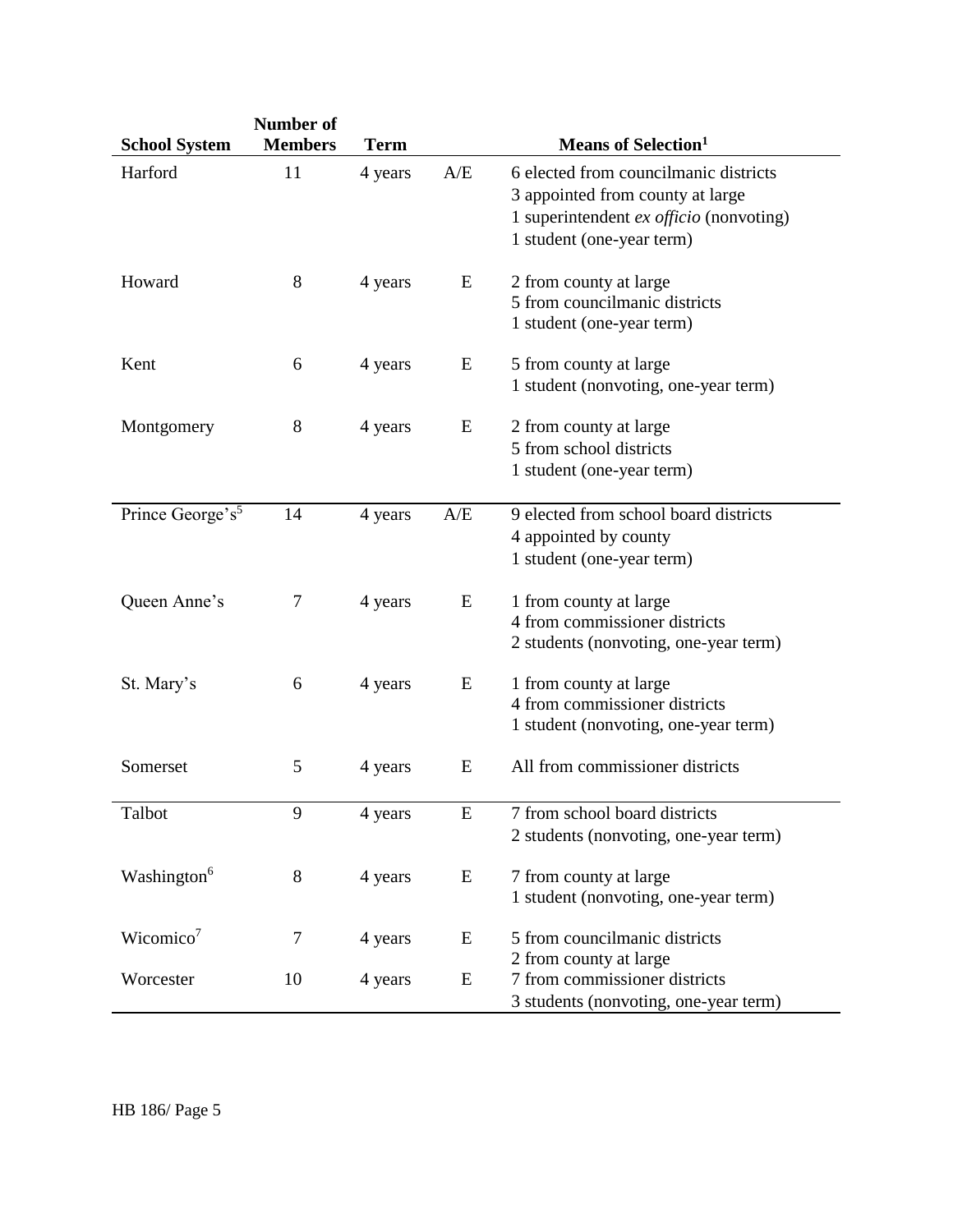| School System | Number of Members | Term | | Means of Selection[1] |
|---|---|---|---|---|
| Harford | 11 | 4 years | A/E | 6 elected from councilmanic districts<br>3 appointed from county at large<br>1 superintendent *ex officio* (nonvoting)<br>1 student (one-year term) |
| Howard | 8 | 4 years | E | 2 from county at large<br>5 from councilmanic districts<br>1 student (one-year term) |
| Kent | 6 | 4 years | E | 5 from county at large<br>1 student (nonvoting, one-year term) |
| Montgomery | 8 | 4 years | E | 2 from county at large<br>5 from school districts<br>1 student (one-year term) |
| Prince George's[5] | 14 | 4 years | A/E | 9 elected from school board districts<br>4 appointed by county<br>1 student (one-year term) |
| Queen Anne's | 7 | 4 years | E | 1 from county at large<br>4 from commissioner districts<br>2 students (nonvoting, one-year term) |
| St. Mary's | 6 | 4 years | E | 1 from county at large<br>4 from commissioner districts<br>1 student (nonvoting, one-year term) |
| Somerset | 5 | 4 years | E | All from commissioner districts |
| Talbot | 9 | 4 years | E | 7 from school board districts<br>2 students (nonvoting, one-year term) |
| Washington[6] | 8 | 4 years | E | 7 from county at large<br>1 student (nonvoting, one-year term) |
| Wicomico[7] | 7 | 4 years | E | 5 from councilmanic districts<br>2 from county at large |
| Worcester | 10 | 4 years | E | 7 from commissioner districts<br>3 students (nonvoting, one-year term) |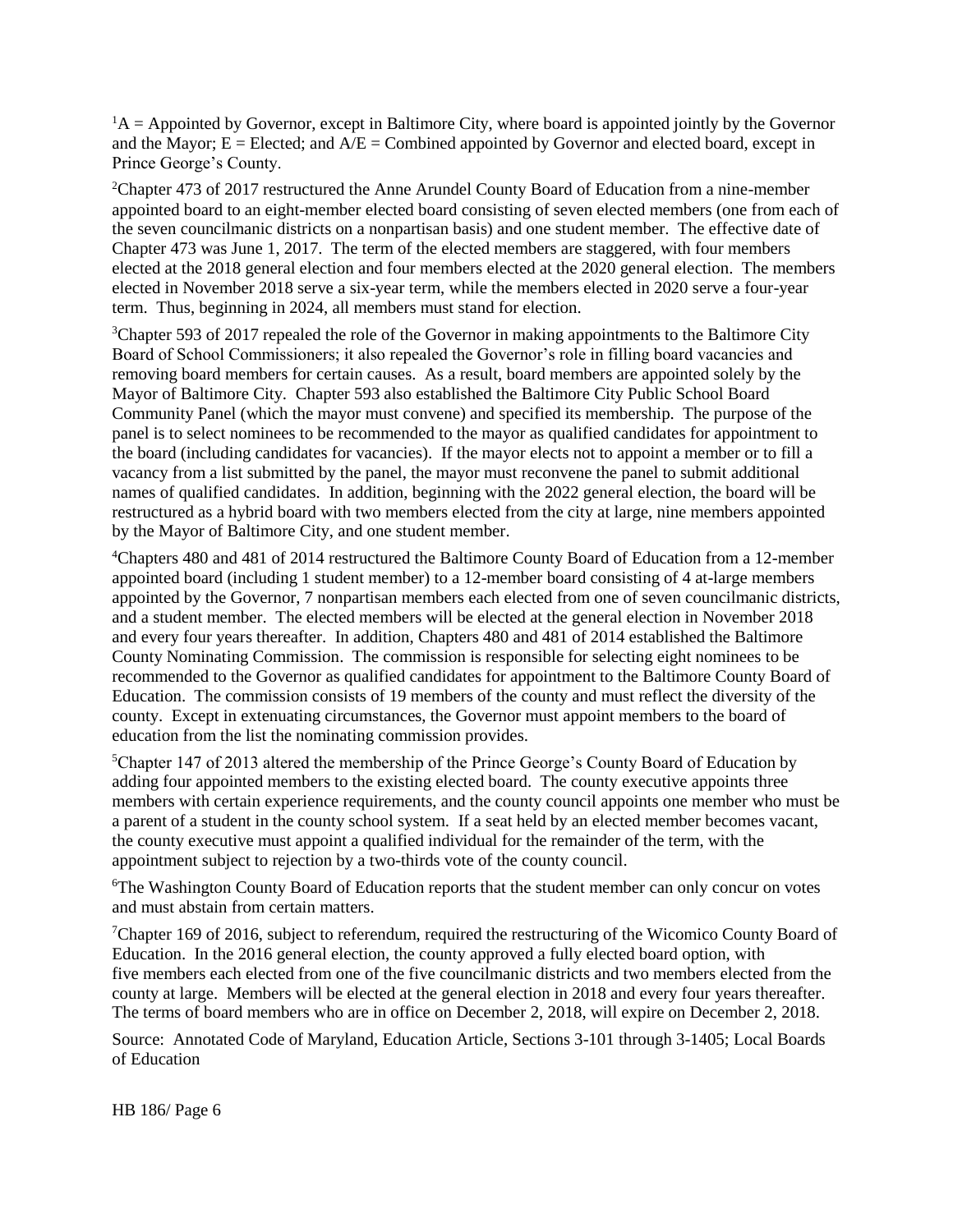[1]A = Appointed by Governor, except in Baltimore City, where board is appointed jointly by the Governor and the Mayor; E = Elected; and A/E = Combined appointed by Governor and elected board, except in Prince George's County.

[2]Chapter 473 of 2017 restructured the Anne Arundel County Board of Education from a nine-member appointed board to an eight-member elected board consisting of seven elected members (one from each of the seven councilmanic districts on a nonpartisan basis) and one student member. The effective date of Chapter 473 was June 1, 2017. The term of the elected members are staggered, with four members elected at the 2018 general election and four members elected at the 2020 general election. The members elected in November 2018 serve a six-year term, while the members elected in 2020 serve a four-year term. Thus, beginning in 2024, all members must stand for election.

[3]Chapter 593 of 2017 repealed the role of the Governor in making appointments to the Baltimore City Board of School Commissioners; it also repealed the Governor's role in filling board vacancies and removing board members for certain causes. As a result, board members are appointed solely by the Mayor of Baltimore City. Chapter 593 also established the Baltimore City Public School Board Community Panel (which the mayor must convene) and specified its membership. The purpose of the panel is to select nominees to be recommended to the mayor as qualified candidates for appointment to the board (including candidates for vacancies). If the mayor elects not to appoint a member or to fill a vacancy from a list submitted by the panel, the mayor must reconvene the panel to submit additional names of qualified candidates. In addition, beginning with the 2022 general election, the board will be restructured as a hybrid board with two members elected from the city at large, nine members appointed by the Mayor of Baltimore City, and one student member.

[4]Chapters 480 and 481 of 2014 restructured the Baltimore County Board of Education from a 12-member appointed board (including 1 student member) to a 12-member board consisting of 4 at-large members appointed by the Governor, 7 nonpartisan members each elected from one of seven councilmanic districts, and a student member. The elected members will be elected at the general election in November 2018 and every four years thereafter. In addition, Chapters 480 and 481 of 2014 established the Baltimore County Nominating Commission. The commission is responsible for selecting eight nominees to be recommended to the Governor as qualified candidates for appointment to the Baltimore County Board of Education. The commission consists of 19 members of the county and must reflect the diversity of the county. Except in extenuating circumstances, the Governor must appoint members to the board of education from the list the nominating commission provides.

[5]Chapter 147 of 2013 altered the membership of the Prince George's County Board of Education by adding four appointed members to the existing elected board. The county executive appoints three members with certain experience requirements, and the county council appoints one member who must be a parent of a student in the county school system. If a seat held by an elected member becomes vacant, the county executive must appoint a qualified individual for the remainder of the term, with the appointment subject to rejection by a two-thirds vote of the county council.

[6]The Washington County Board of Education reports that the student member can only concur on votes and must abstain from certain matters.

[7]Chapter 169 of 2016, subject to referendum, required the restructuring of the Wicomico County Board of Education. In the 2016 general election, the county approved a fully elected board option, with five members each elected from one of the five councilmanic districts and two members elected from the county at large. Members will be elected at the general election in 2018 and every four years thereafter. The terms of board members who are in office on December 2, 2018, will expire on December 2, 2018.

Source: Annotated Code of Maryland, Education Article, Sections 3-101 through 3-1405; Local Boards of Education